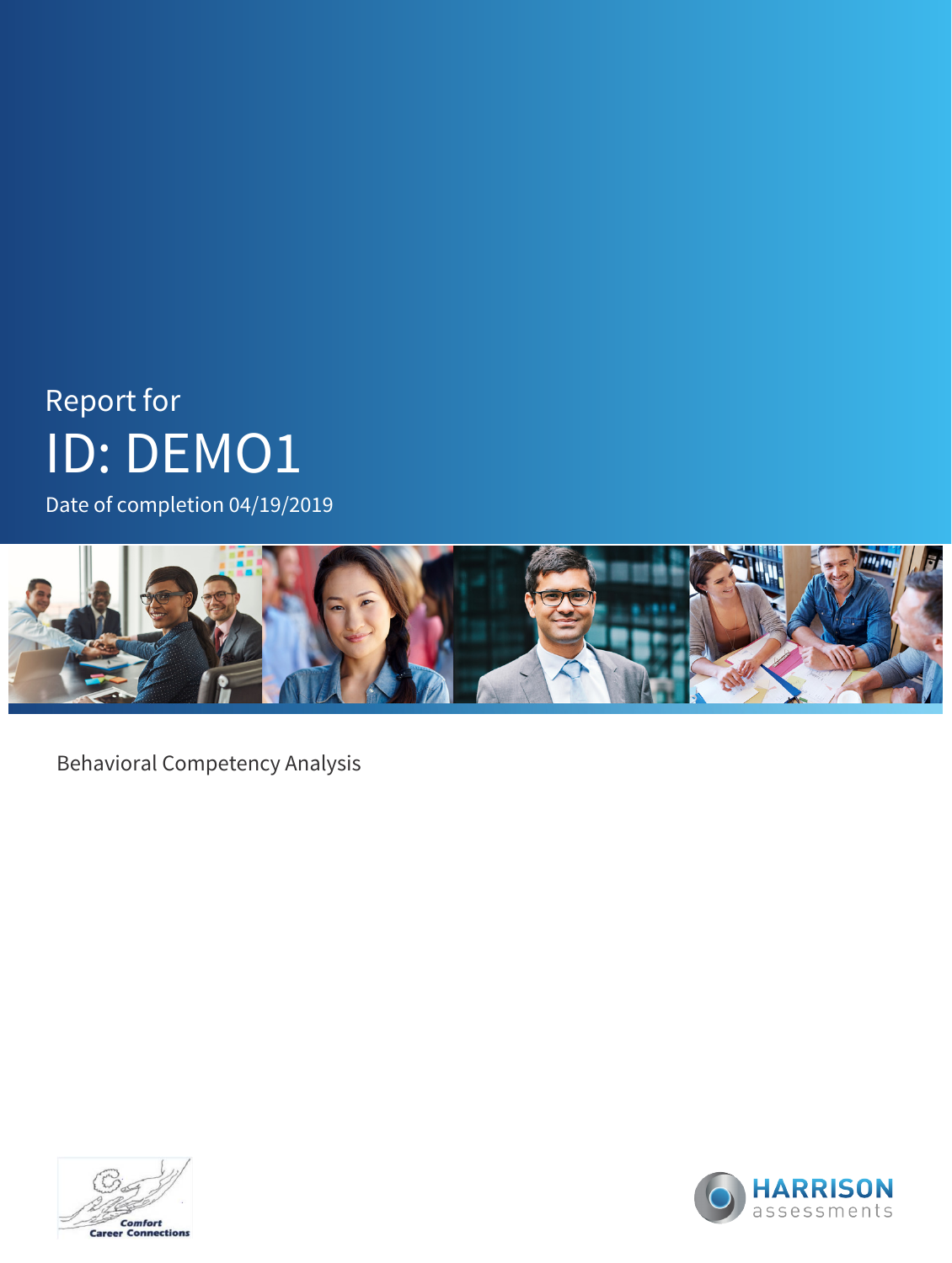Report for

# ID: DEMO1

Date of completion 04/19/2019

Behavioral Competency Analysis

Comfort Career Connections

HARRISON assessments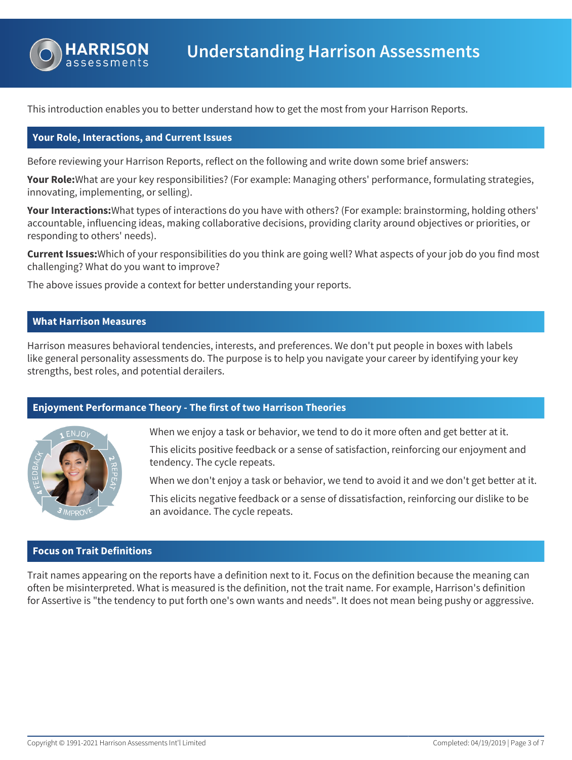# Understanding Harrison Assessments

This introduction enables you to better understand how to get the most from your Harrison Reports.

## Your Role, Interactions, and Current Issues

Before reviewing your Harrison Reports, reflect on the following and write down some brief answers:

**Your Role:** What are your key responsibilities? (For example: Managing others' performance, formulating strategies, innovating, implementing, or selling).

**Your Interactions:** What types of interactions do you have with others? (For example: brainstorming, holding others' accountable, influencing ideas, making collaborative decisions, providing clarity around objectives or priorities, or responding to others' needs).

**Current Issues:** Which of your responsibilities do you think are going well? What aspects of your job do you find most challenging? What do you want to improve?

The above issues provide a context for better understanding your reports.

## What Harrison Measures

Harrison measures behavioral tendencies, interests, and preferences. We don't put people in boxes with labels like general personality assessments do. The purpose is to help you navigate your career by identifying your key strengths, best roles, and potential derailers.

## Enjoyment Performance Theory - The first of two Harrison Theories

When we enjoy a task or behavior, we tend to do it more often and get better at it.

This elicits positive feedback or a sense of satisfaction, reinforcing our enjoyment and tendency. The cycle repeats.

When we don't enjoy a task or behavior, we tend to avoid it and we don't get better at it.

This elicits negative feedback or a sense of dissatisfaction, reinforcing our dislike to be an avoidance. The cycle repeats.

## Focus on Trait Definitions

Trait names appearing on the reports have a definition next to it. Focus on the definition because the meaning can often be misinterpreted. What is measured is the definition, not the trait name. For example, Harrison's definition for Assertive is "the tendency to put forth one's own wants and needs". It does not mean being pushy or aggressive.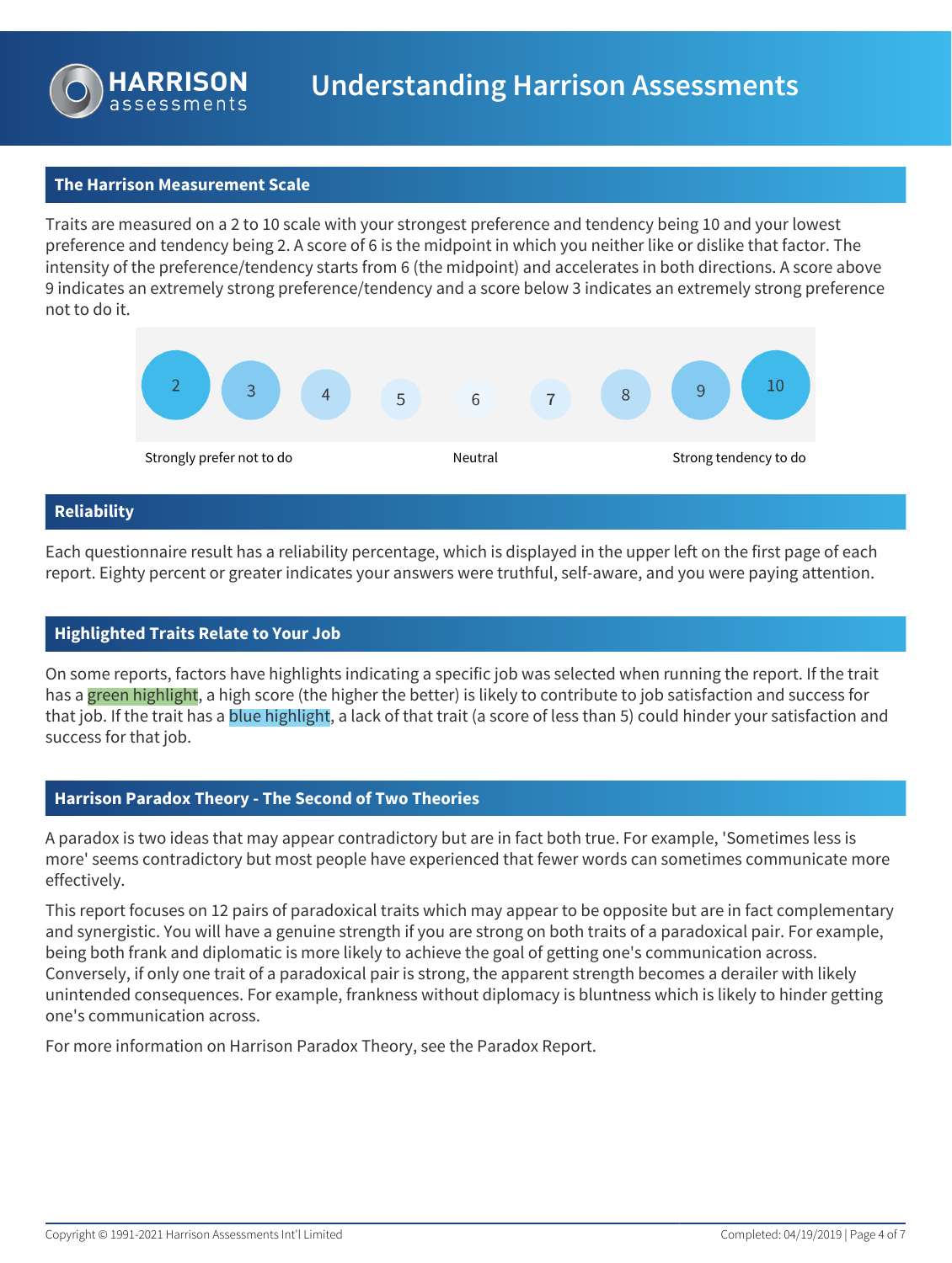# Understanding Harrison Assessments

## The Harrison Measurement Scale

Traits are measured on a 2 to 10 scale with your strongest preference and tendency being 10 and your lowest preference and tendency being 2. A score of 6 is the midpoint in which you neither like or dislike that factor. The intensity of the preference/tendency starts from 6 (the midpoint) and accelerates in both directions. A score above 9 indicates an extremely strong preference/tendency and a score below 3 indicates an extremely strong preference not to do it.

| 2 | 3 | 4 | 5 | 6 | 7 | 8 | 9 | 10 |
|---|---|---|---|---|---|---|---|---|
| Strongly prefer not to do | | | | Neutral | | | | Strong tendency to do |

## Reliability

Each questionnaire result has a reliability percentage, which is displayed in the upper left on the first page of each report. Eighty percent or greater indicates your answers were truthful, self-aware, and you were paying attention.

## Highlighted Traits Relate to Your Job

On some reports, factors have highlights indicating a specific job was selected when running the report. If the trait has a green highlight, a high score (the higher the better) is likely to contribute to job satisfaction and success for that job. If the trait has a blue highlight, a lack of that trait (a score of less than 5) could hinder your satisfaction and success for that job.

## Harrison Paradox Theory - The Second of Two Theories

A paradox is two ideas that may appear contradictory but are in fact both true. For example, 'Sometimes less is more' seems contradictory but most people have experienced that fewer words can sometimes communicate more effectively.

This report focuses on 12 pairs of paradoxical traits which may appear to be opposite but are in fact complementary and synergistic. You will have a genuine strength if you are strong on both traits of a paradoxical pair. For example, being both frank and diplomatic is more likely to achieve the goal of getting one's communication across. Conversely, if only one trait of a paradoxical pair is strong, the apparent strength becomes a derailer with likely unintended consequences. For example, frankness without diplomacy is bluntness which is likely to hinder getting one's communication across.

For more information on Harrison Paradox Theory, see the Paradox Report.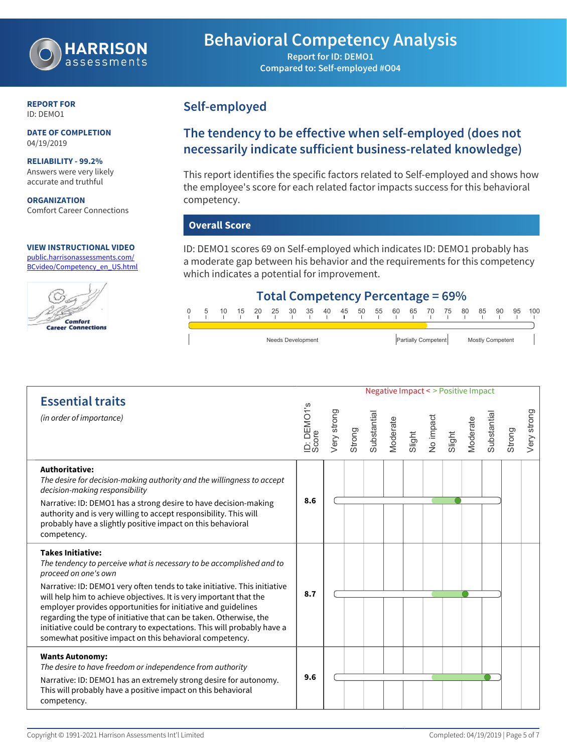# Behavioral Competency Analysis

Report for ID: DEMO1
Compared to: Self-employed #O04

**REPORT FOR**
ID: DEMO1

**DATE OF COMPLETION**
04/19/2019

**RELIABILITY - 99.2%**
Answers were very likely accurate and truthful

**ORGANIZATION**
Comfort Career Connections

**VIEW INSTRUCTIONAL VIDEO**
public.harrisonassessments.com/BCvideo/Competency_en_US.html

## Self-employed

## The tendency to be effective when self-employed (does not necessarily indicate sufficient business-related knowledge)

This report identifies the specific factors related to Self-employed and shows how the employee's score for each related factor impacts success for this behavioral competency.

### Overall Score

ID: DEMO1 scores 69 on Self-employed which indicates ID: DEMO1 probably has a moderate gap between his behavior and the requirements for this competency which indicates a potential for improvement.

**Total Competency Percentage = 69%**

Scale: 0 – 100 | Needs Development | Partially Competent | Mostly Competent

## Essential traits

*(in order of importance)*

Negative Impact < > Positive Impact

| Trait | ID: DEMO1's Score | Impact |
|---|---|---|
| **Authoritative:** *The desire for decision-making authority and the willingness to accept decision-making responsibility* Narrative: ID: DEMO1 has a strong desire to have decision-making authority and is very willing to accept responsibility. This will probably have a slightly positive impact on this behavioral competency. | 8.6 | Slight (positive) |
| **Takes Initiative:** *The tendency to perceive what is necessary to be accomplished and to proceed on one's own* Narrative: ID: DEMO1 very often tends to take initiative. This initiative will help him to achieve objectives. It is very important that the employer provides opportunities for initiative and guidelines regarding the type of initiative that can be taken. Otherwise, the initiative could be contrary to expectations. This will probably have a somewhat positive impact on this behavioral competency. | 8.7 | Moderate (positive) |
| **Wants Autonomy:** *The desire to have freedom or independence from authority* Narrative: ID: DEMO1 has an extremely strong desire for autonomy. This will probably have a positive impact on this behavioral competency. | 9.6 | Substantial (positive) |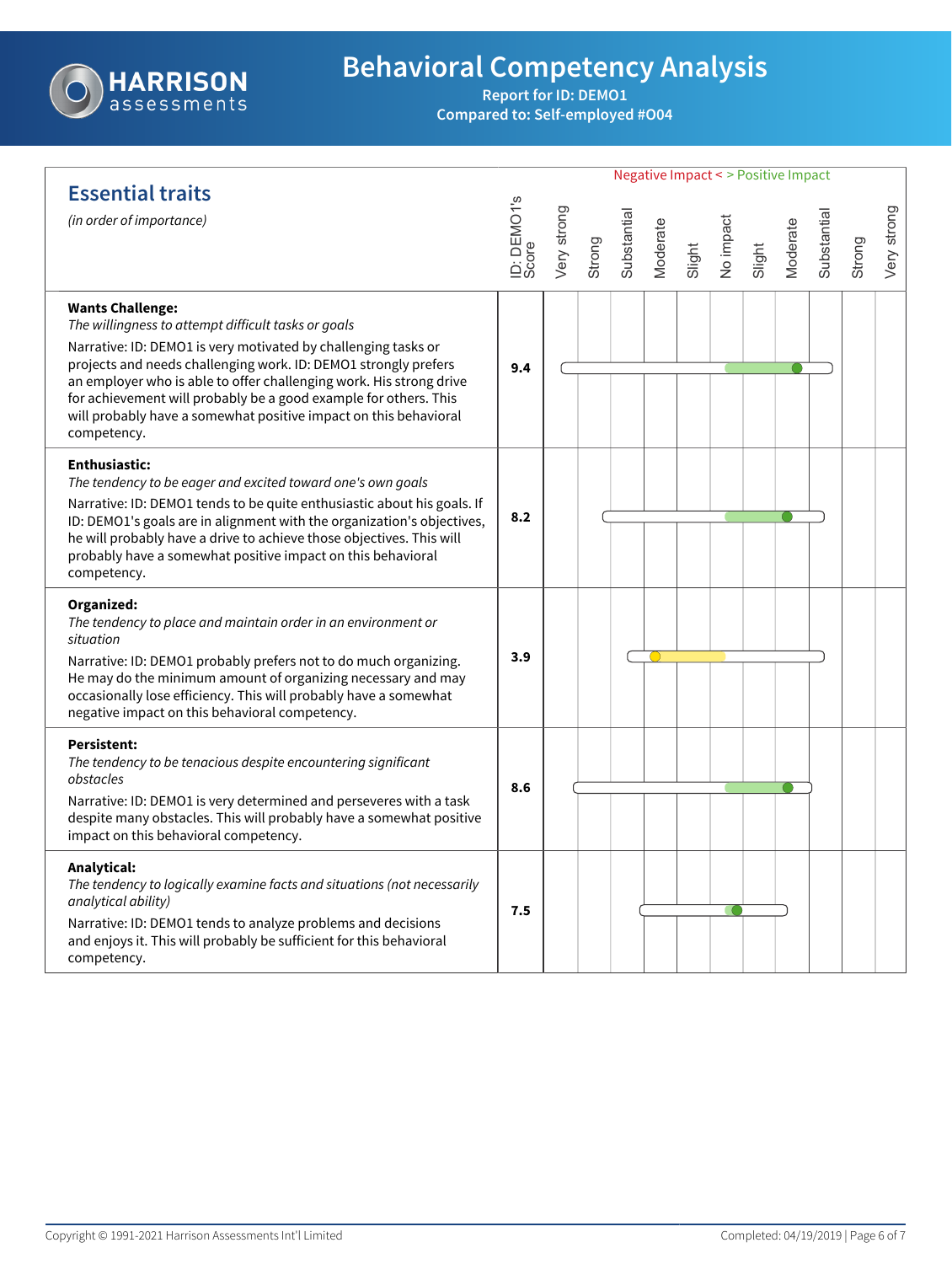# Behavioral Competency Analysis

**Report for ID: DEMO1**
**Compared to: Self-employed #O04**

## Essential traits

*(in order of importance)*

Negative Impact < > Positive Impact

| Trait | ID: DEMO1's Score |
|---|---|
| **Wants Challenge:**<br>*The willingness to attempt difficult tasks or goals*<br>Narrative: ID: DEMO1 is very motivated by challenging tasks or projects and needs challenging work. ID: DEMO1 strongly prefers an employer who is able to offer challenging work. His strong drive for achievement will probably be a good example for others. This will probably have a somewhat positive impact on this behavioral competency. | 9.4 |
| **Enthusiastic:**<br>*The tendency to be eager and excited toward one's own goals*<br>Narrative: ID: DEMO1 tends to be quite enthusiastic about his goals. If ID: DEMO1's goals are in alignment with the organization's objectives, he will probably have a drive to achieve those objectives. This will probably have a somewhat positive impact on this behavioral competency. | 8.2 |
| **Organized:**<br>*The tendency to place and maintain order in an environment or situation*<br>Narrative: ID: DEMO1 probably prefers not to do much organizing. He may do the minimum amount of organizing necessary and may occasionally lose efficiency. This will probably have a somewhat negative impact on this behavioral competency. | 3.9 |
| **Persistent:**<br>*The tendency to be tenacious despite encountering significant obstacles*<br>Narrative: ID: DEMO1 is very determined and perseveres with a task despite many obstacles. This will probably have a somewhat positive impact on this behavioral competency. | 8.6 |
| **Analytical:**<br>*The tendency to logically examine facts and situations (not necessarily analytical ability)*<br>Narrative: ID: DEMO1 tends to analyze problems and decisions and enjoys it. This will probably be sufficient for this behavioral competency. | 7.5 |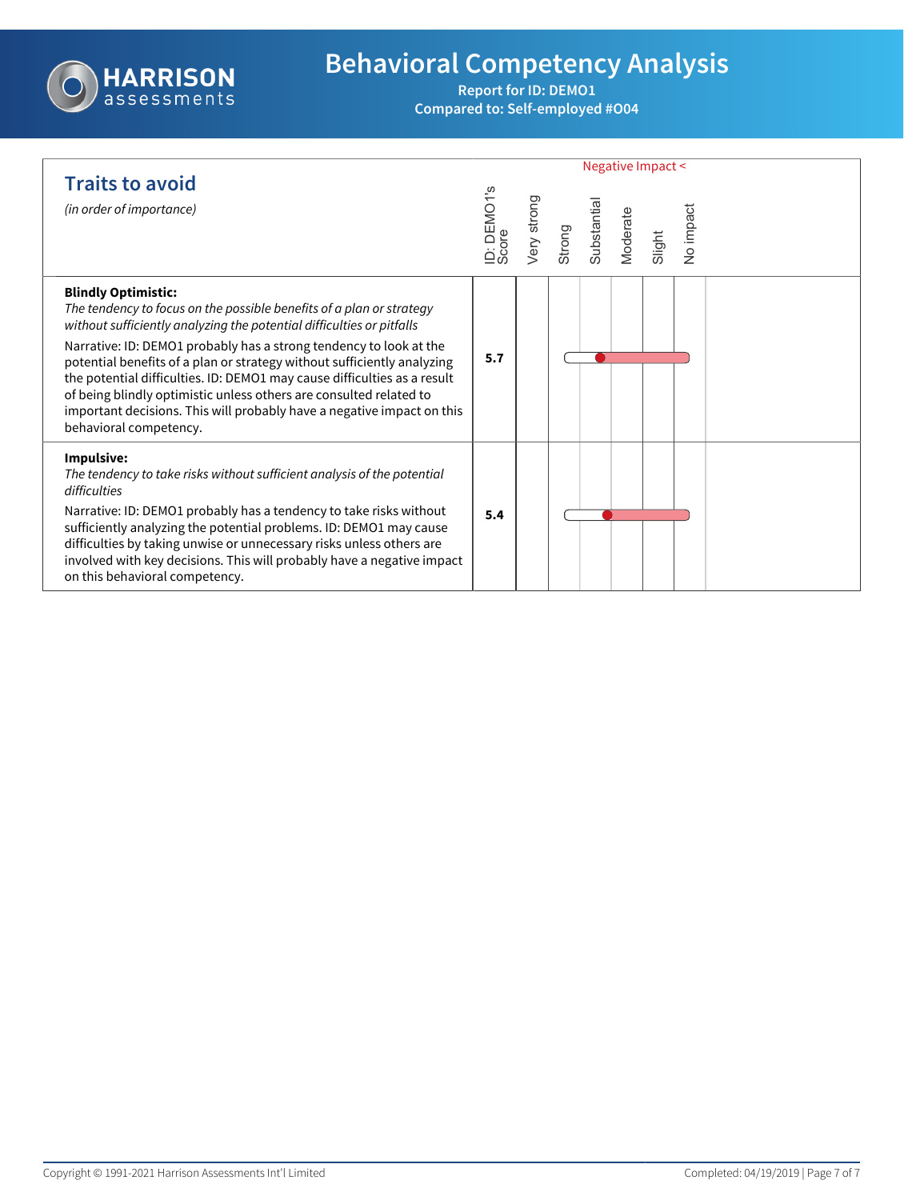# Behavioral Competency Analysis

**Report for ID: DEMO1**
**Compared to: Self-employed #O04**

## Traits to avoid

*(in order of importance)*

Negative Impact <

ID: DEMO1's Score | Very strong | Strong | Substantial | Moderate | Slight | No impact

**Blindly Optimistic:**
*The tendency to focus on the possible benefits of a plan or strategy without sufficiently analyzing the potential difficulties or pitfalls*

Narrative: ID: DEMO1 probably has a strong tendency to look at the potential benefits of a plan or strategy without sufficiently analyzing the potential difficulties. ID: DEMO1 may cause difficulties as a result of being blindly optimistic unless others are consulted related to important decisions. This will probably have a negative impact on this behavioral competency.

5.7

**Impulsive:**
*The tendency to take risks without sufficient analysis of the potential difficulties*

Narrative: ID: DEMO1 probably has a tendency to take risks without sufficiently analyzing the potential problems. ID: DEMO1 may cause difficulties by taking unwise or unnecessary risks unless others are involved with key decisions. This will probably have a negative impact on this behavioral competency.

5.4

Completed: 04/19/2019